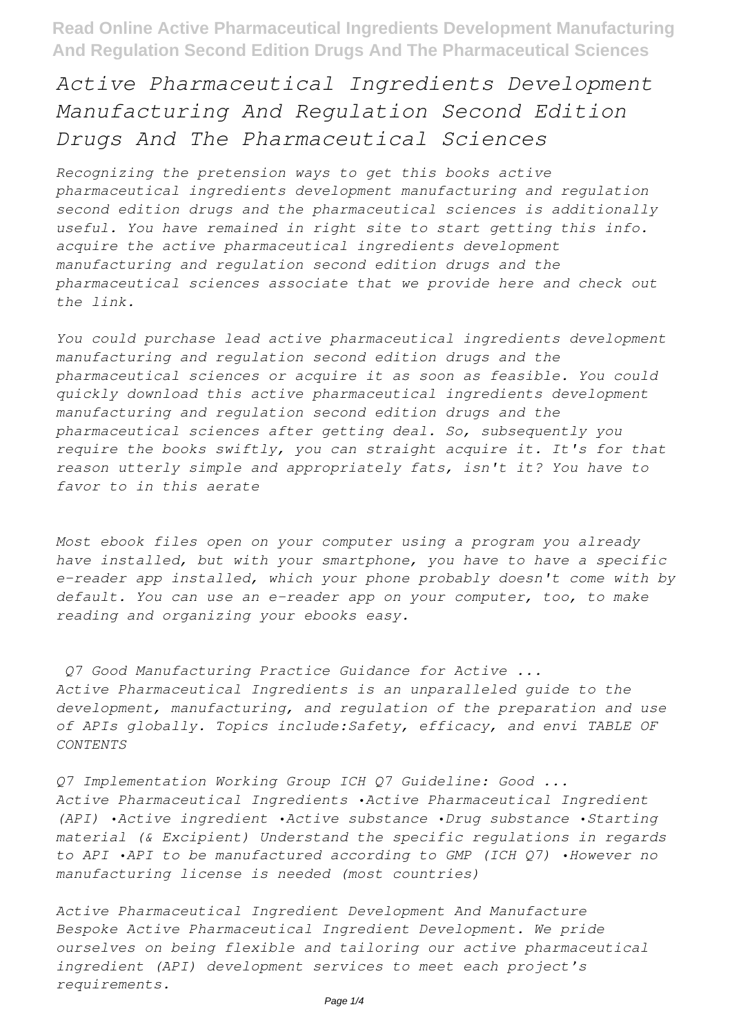# *Active Pharmaceutical Ingredients Development Manufacturing And Regulation Second Edition Drugs And The Pharmaceutical Sciences*

*Recognizing the pretension ways to get this books active pharmaceutical ingredients development manufacturing and regulation second edition drugs and the pharmaceutical sciences is additionally useful. You have remained in right site to start getting this info. acquire the active pharmaceutical ingredients development manufacturing and regulation second edition drugs and the pharmaceutical sciences associate that we provide here and check out the link.*

*You could purchase lead active pharmaceutical ingredients development manufacturing and regulation second edition drugs and the pharmaceutical sciences or acquire it as soon as feasible. You could quickly download this active pharmaceutical ingredients development manufacturing and regulation second edition drugs and the pharmaceutical sciences after getting deal. So, subsequently you require the books swiftly, you can straight acquire it. It's for that reason utterly simple and appropriately fats, isn't it? You have to favor to in this aerate*

*Most ebook files open on your computer using a program you already have installed, but with your smartphone, you have to have a specific e-reader app installed, which your phone probably doesn't come with by default. You can use an e-reader app on your computer, too, to make reading and organizing your ebooks easy.*

*Q7 Good Manufacturing Practice Guidance for Active ...*
*Active Pharmaceutical Ingredients is an unparalleled guide to the development, manufacturing, and regulation of the preparation and use of APIs globally. Topics include:Safety, efficacy, and envi TABLE OF CONTENTS*

*Q7 Implementation Working Group ICH Q7 Guideline: Good ...*
*Active Pharmaceutical Ingredients •Active Pharmaceutical Ingredient (API) •Active ingredient •Active substance •Drug substance •Starting material (& Excipient) Understand the specific regulations in regards to API •API to be manufactured according to GMP (ICH Q7) •However no manufacturing license is needed (most countries)*

*Active Pharmaceutical Ingredient Development And Manufacture*
*Bespoke Active Pharmaceutical Ingredient Development. We pride ourselves on being flexible and tailoring our active pharmaceutical ingredient (API) development services to meet each project's requirements.*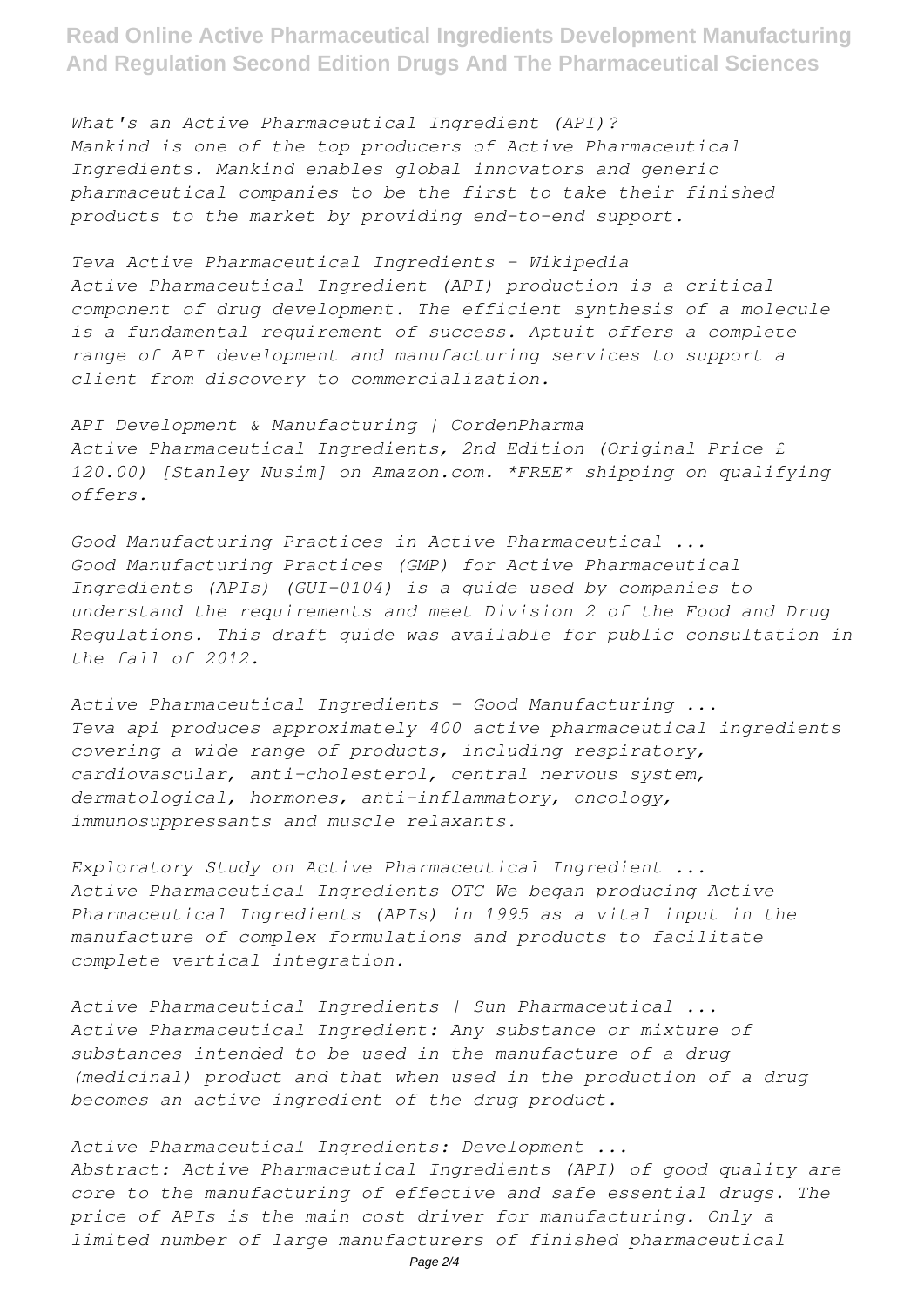*What's an Active Pharmaceutical Ingredient (API)?*
*Mankind is one of the top producers of Active Pharmaceutical Ingredients. Mankind enables global innovators and generic pharmaceutical companies to be the first to take their finished products to the market by providing end-to-end support.*

*Teva Active Pharmaceutical Ingredients - Wikipedia*
*Active Pharmaceutical Ingredient (API) production is a critical component of drug development. The efficient synthesis of a molecule is a fundamental requirement of success. Aptuit offers a complete range of API development and manufacturing services to support a client from discovery to commercialization.*

*API Development & Manufacturing | CordenPharma*
*Active Pharmaceutical Ingredients, 2nd Edition (Original Price £ 120.00) [Stanley Nusim] on Amazon.com. *FREE* shipping on qualifying offers.*

*Good Manufacturing Practices in Active Pharmaceutical ...*
*Good Manufacturing Practices (GMP) for Active Pharmaceutical Ingredients (APIs) (GUI-0104) is a guide used by companies to understand the requirements and meet Division 2 of the Food and Drug Regulations. This draft guide was available for public consultation in the fall of 2012.*

*Active Pharmaceutical Ingredients - Good Manufacturing ...*
*Teva api produces approximately 400 active pharmaceutical ingredients covering a wide range of products, including respiratory, cardiovascular, anti-cholesterol, central nervous system, dermatological, hormones, anti-inflammatory, oncology, immunosuppressants and muscle relaxants.*

*Exploratory Study on Active Pharmaceutical Ingredient ...*
*Active Pharmaceutical Ingredients OTC We began producing Active Pharmaceutical Ingredients (APIs) in 1995 as a vital input in the manufacture of complex formulations and products to facilitate complete vertical integration.*

*Active Pharmaceutical Ingredients | Sun Pharmaceutical ...*
*Active Pharmaceutical Ingredient: Any substance or mixture of substances intended to be used in the manufacture of a drug (medicinal) product and that when used in the production of a drug becomes an active ingredient of the drug product.*

*Active Pharmaceutical Ingredients: Development ...*
*Abstract: Active Pharmaceutical Ingredients (API) of good quality are core to the manufacturing of effective and safe essential drugs. The price of APIs is the main cost driver for manufacturing. Only a limited number of large manufacturers of finished pharmaceutical*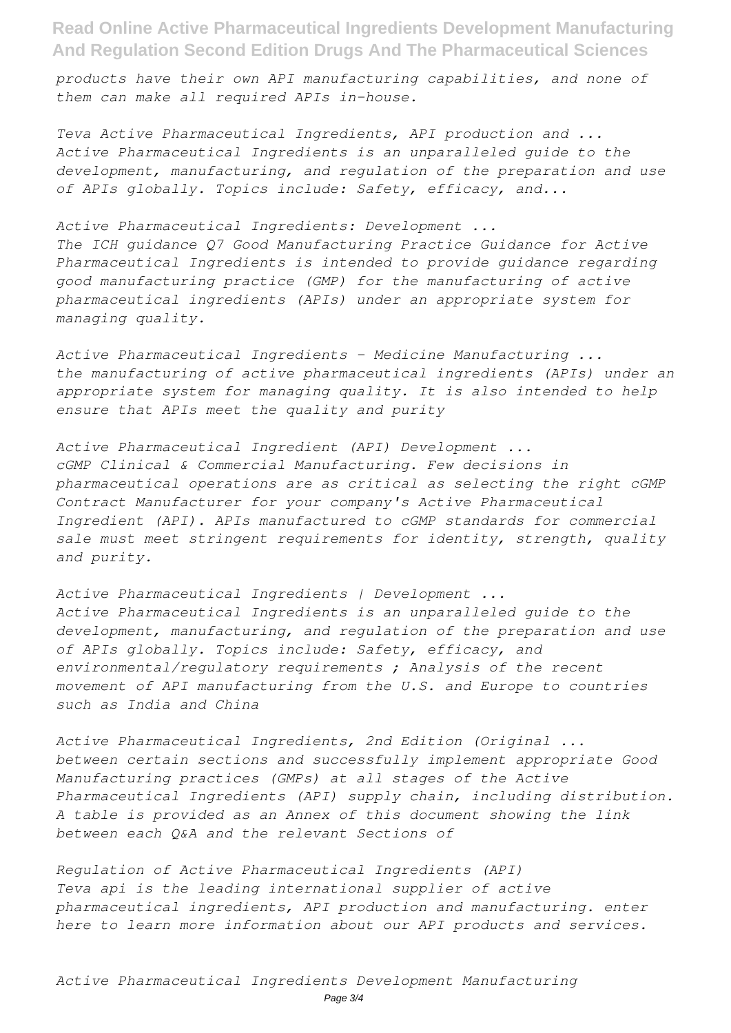*products have their own API manufacturing capabilities, and none of them can make all required APIs in-house.*

*Teva Active Pharmaceutical Ingredients, API production and ...*
*Active Pharmaceutical Ingredients is an unparalleled guide to the development, manufacturing, and regulation of the preparation and use of APIs globally. Topics include: Safety, efficacy, and...*

*Active Pharmaceutical Ingredients: Development ...*
*The ICH guidance Q7 Good Manufacturing Practice Guidance for Active Pharmaceutical Ingredients is intended to provide guidance regarding good manufacturing practice (GMP) for the manufacturing of active pharmaceutical ingredients (APIs) under an appropriate system for managing quality.*

*Active Pharmaceutical Ingredients - Medicine Manufacturing ...*
*the manufacturing of active pharmaceutical ingredients (APIs) under an appropriate system for managing quality. It is also intended to help ensure that APIs meet the quality and purity*

*Active Pharmaceutical Ingredient (API) Development ...*
*cGMP Clinical & Commercial Manufacturing. Few decisions in pharmaceutical operations are as critical as selecting the right cGMP Contract Manufacturer for your company's Active Pharmaceutical Ingredient (API). APIs manufactured to cGMP standards for commercial sale must meet stringent requirements for identity, strength, quality and purity.*

*Active Pharmaceutical Ingredients | Development ...*
*Active Pharmaceutical Ingredients is an unparalleled guide to the development, manufacturing, and regulation of the preparation and use of APIs globally. Topics include: Safety, efficacy, and environmental/regulatory requirements ; Analysis of the recent movement of API manufacturing from the U.S. and Europe to countries such as India and China*

*Active Pharmaceutical Ingredients, 2nd Edition (Original ...*
*between certain sections and successfully implement appropriate Good Manufacturing practices (GMPs) at all stages of the Active Pharmaceutical Ingredients (API) supply chain, including distribution. A table is provided as an Annex of this document showing the link between each Q&A and the relevant Sections of*

*Regulation of Active Pharmaceutical Ingredients (API)*
*Teva api is the leading international supplier of active pharmaceutical ingredients, API production and manufacturing. enter here to learn more information about our API products and services.*

*Active Pharmaceutical Ingredients Development Manufacturing*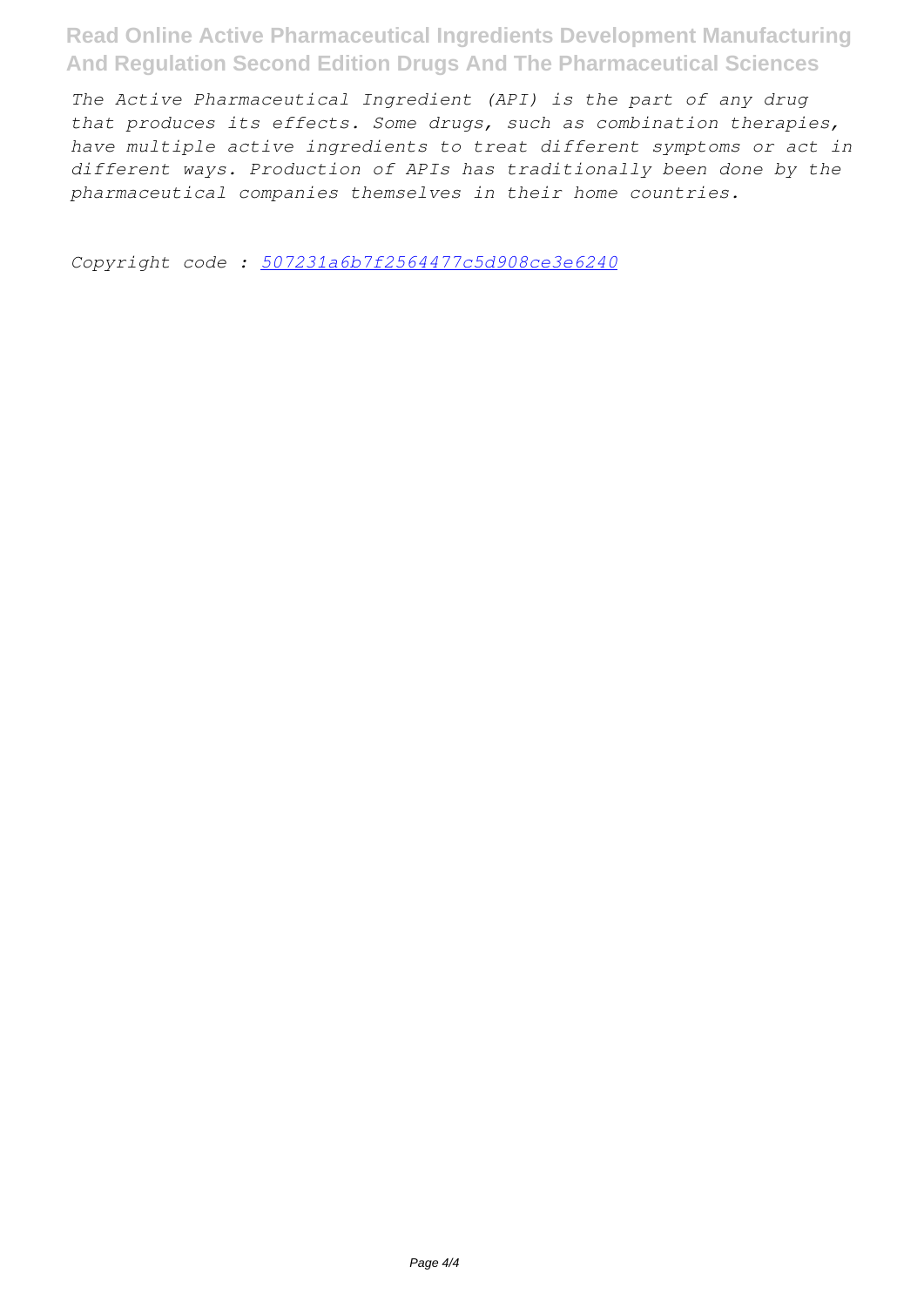*The Active Pharmaceutical Ingredient (API) is the part of any drug that produces its effects. Some drugs, such as combination therapies, have multiple active ingredients to treat different symptoms or act in different ways. Production of APIs has traditionally been done by the pharmaceutical companies themselves in their home countries.*

*Copyright code : 507231a6b7f2564477c5d908ce3e6240*